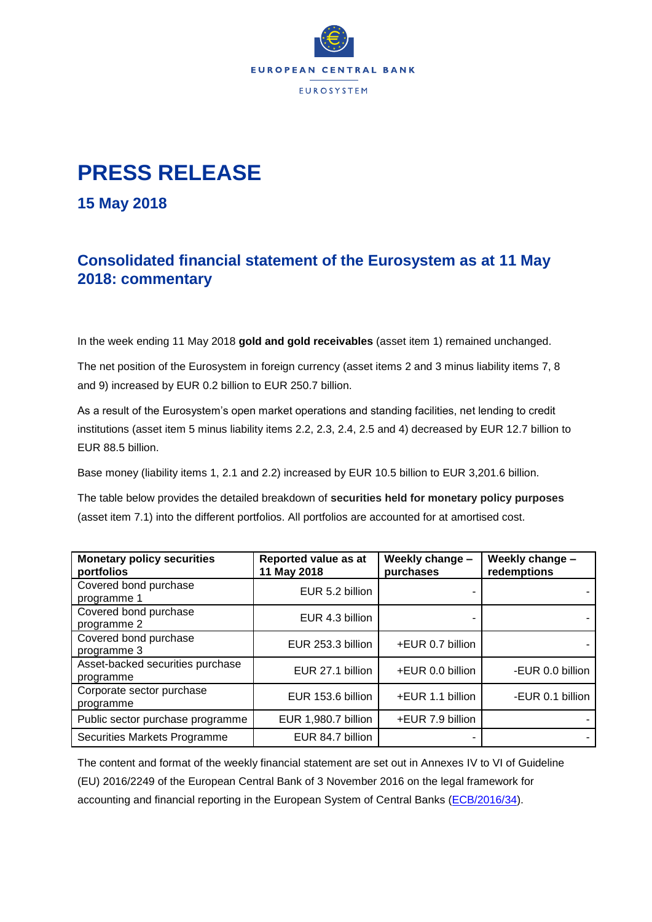EUROPEAN CENTRAL BANK

EUROSYSTEM

# PRESS RELEASE

### 15 May 2018

## Consolidated financial statement of the Eurosystem as at 11 May 2018: commentary

In the week ending 11 May 2018 **gold and gold receivables** (asset item 1) remained unchanged.

The net position of the Eurosystem in foreign currency (asset items 2 and 3 minus liability items 7, 8 and 9) increased by EUR 0.2 billion to EUR 250.7 billion.

As a result of the Eurosystem's open market operations and standing facilities, net lending to credit institutions (asset item 5 minus liability items 2.2, 2.3, 2.4, 2.5 and 4) decreased by EUR 12.7 billion to EUR 88.5 billion.

Base money (liability items 1, 2.1 and 2.2) increased by EUR 10.5 billion to EUR 3,201.6 billion.

The table below provides the detailed breakdown of **securities held for monetary policy purposes** (asset item 7.1) into the different portfolios. All portfolios are accounted for at amortised cost.

| Monetary policy securities portfolios | Reported value as at 11 May 2018 | Weekly change – purchases | Weekly change – redemptions |
|---|---|---|---|
| Covered bond purchase programme 1 | EUR 5.2 billion | - | - |
| Covered bond purchase programme 2 | EUR 4.3 billion | - | - |
| Covered bond purchase programme 3 | EUR 253.3 billion | +EUR 0.7 billion | - |
| Asset-backed securities purchase programme | EUR 27.1 billion | +EUR 0.0 billion | -EUR 0.0 billion |
| Corporate sector purchase programme | EUR 153.6 billion | +EUR 1.1 billion | -EUR 0.1 billion |
| Public sector purchase programme | EUR 1,980.7 billion | +EUR 7.9 billion | - |
| Securities Markets Programme | EUR 84.7 billion | - | - |

The content and format of the weekly financial statement are set out in Annexes IV to VI of Guideline (EU) 2016/2249 of the European Central Bank of 3 November 2016 on the legal framework for accounting and financial reporting in the European System of Central Banks (ECB/2016/34).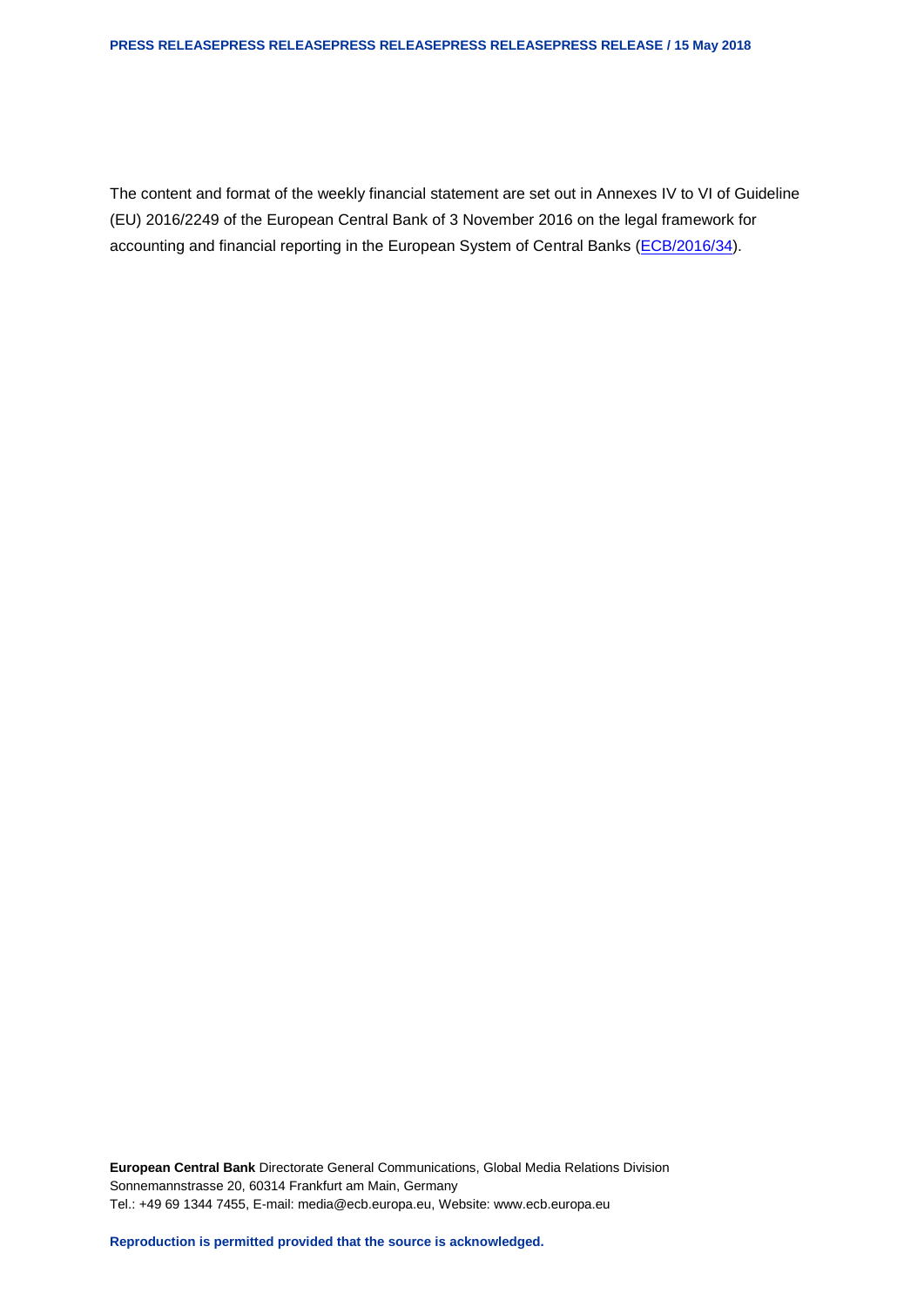The content and format of the weekly financial statement are set out in Annexes IV to VI of Guideline (EU) 2016/2249 of the European Central Bank of 3 November 2016 on the legal framework for accounting and financial reporting in the European System of Central Banks (ECB/2016/34).

**European Central Bank** Directorate General Communications, Global Media Relations Division
Sonnemannstrasse 20, 60314 Frankfurt am Main, Germany
Tel.: +49 69 1344 7455, E-mail: media@ecb.europa.eu, Website: www.ecb.europa.eu

**Reproduction is permitted provided that the source is acknowledged.**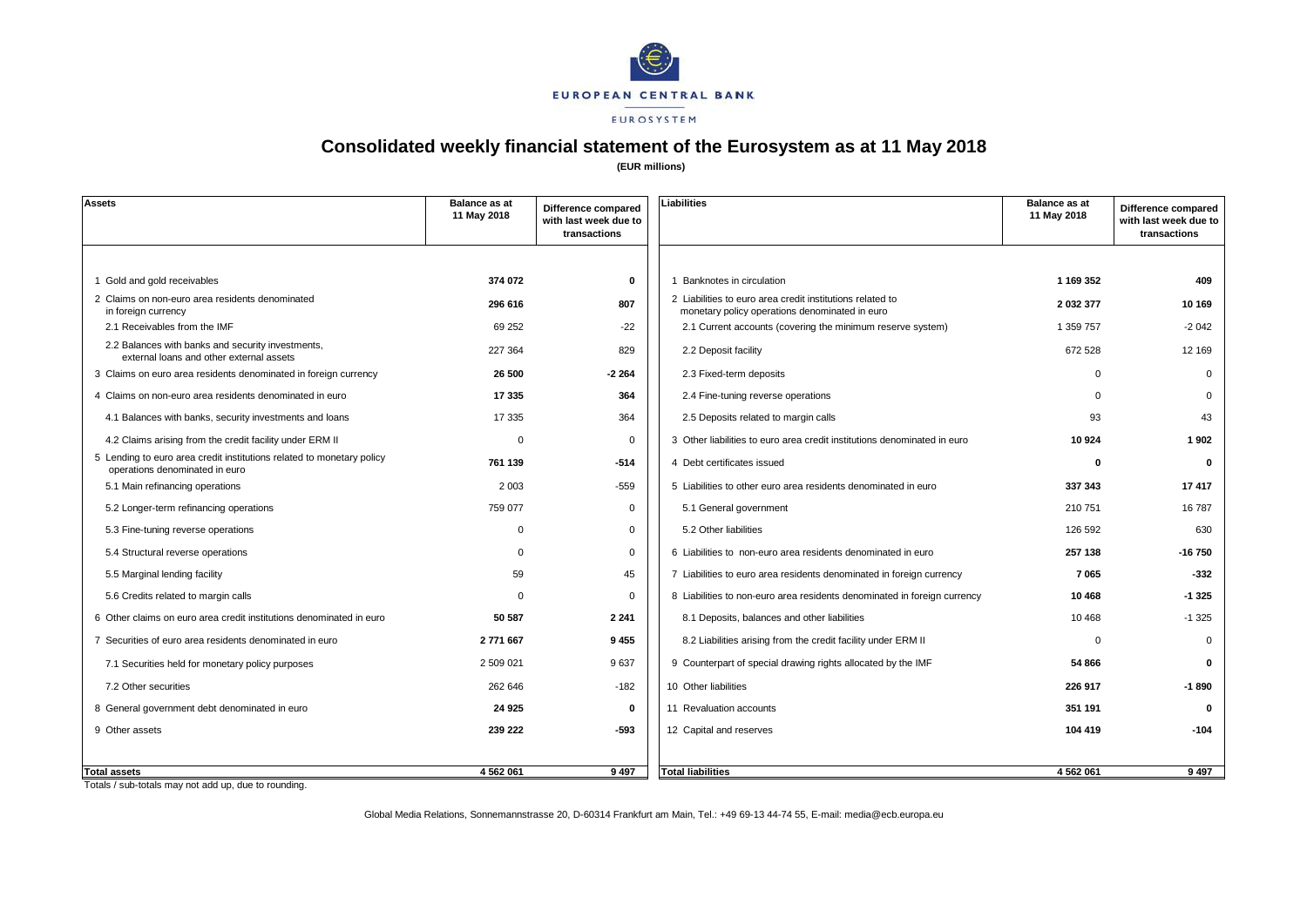EUROPEAN CENTRAL BANK

EUROSYSTEM

# Consolidated weekly financial statement of the Eurosystem as at 11 May 2018

**(EUR millions)**

| Assets | Balance as at 11 May 2018 | Difference compared with last week due to transactions | Liabilities | Balance as at 11 May 2018 | Difference compared with last week due to transactions |
|---|---|---|---|---|---|
| 1 Gold and gold receivables | **374 072** | **0** | 1 Banknotes in circulation | **1 169 352** | **409** |
| 2 Claims on non-euro area residents denominated in foreign currency | **296 616** | **807** | 2 Liabilities to euro area credit institutions related to monetary policy operations denominated in euro | **2 032 377** | **10 169** |
| 2.1 Receivables from the IMF | 69 252 | -22 | 2.1 Current accounts (covering the minimum reserve system) | 1 359 757 | -2 042 |
| 2.2 Balances with banks and security investments, external loans and other external assets | 227 364 | 829 | 2.2 Deposit facility | 672 528 | 12 169 |
| 3 Claims on euro area residents denominated in foreign currency | **26 500** | **-2 264** | 2.3 Fixed-term deposits | 0 | 0 |
| 4 Claims on non-euro area residents denominated in euro | **17 335** | **364** | 2.4 Fine-tuning reverse operations | 0 | 0 |
| 4.1 Balances with banks, security investments and loans | 17 335 | 364 | 2.5 Deposits related to margin calls | 93 | 43 |
| 4.2 Claims arising from the credit facility under ERM II | 0 | 0 | 3 Other liabilities to euro area credit institutions denominated in euro | **10 924** | **1 902** |
| 5 Lending to euro area credit institutions related to monetary policy operations denominated in euro | **761 139** | **-514** | 4 Debt certificates issued | **0** | **0** |
| 5.1 Main refinancing operations | 2 003 | -559 | 5 Liabilities to other euro area residents denominated in euro | **337 343** | **17 417** |
| 5.2 Longer-term refinancing operations | 759 077 | 0 | 5.1 General government | 210 751 | 16 787 |
| 5.3 Fine-tuning reverse operations | 0 | 0 | 5.2 Other liabilities | 126 592 | 630 |
| 5.4 Structural reverse operations | 0 | 0 | 6 Liabilities to non-euro area residents denominated in euro | **257 138** | **-16 750** |
| 5.5 Marginal lending facility | 59 | 45 | 7 Liabilities to euro area residents denominated in foreign currency | **7 065** | **-332** |
| 5.6 Credits related to margin calls | 0 | 0 | 8 Liabilities to non-euro area residents denominated in foreign currency | **10 468** | **-1 325** |
| 6 Other claims on euro area credit institutions denominated in euro | **50 587** | **2 241** | 8.1 Deposits, balances and other liabilities | 10 468 | -1 325 |
| 7 Securities of euro area residents denominated in euro | **2 771 667** | **9 455** | 8.2 Liabilities arising from the credit facility under ERM II | 0 | 0 |
| 7.1 Securities held for monetary policy purposes | 2 509 021 | 9 637 | 9 Counterpart of special drawing rights allocated by the IMF | **54 866** | **0** |
| 7.2 Other securities | 262 646 | -182 | 10 Other liabilities | **226 917** | **-1 890** |
| 8 General government debt denominated in euro | **24 925** | **0** | 11 Revaluation accounts | **351 191** | **0** |
| 9 Other assets | **239 222** | **-593** | 12 Capital and reserves | **104 419** | **-104** |
| **Total assets** | **4 562 061** | **9 497** | **Total liabilities** | **4 562 061** | **9 497** |

Totals / sub-totals may not add up, due to rounding.

Global Media Relations, Sonnemannstrasse 20, D-60314 Frankfurt am Main, Tel.: +49 69-13 44-74 55, E-mail: media@ecb.europa.eu